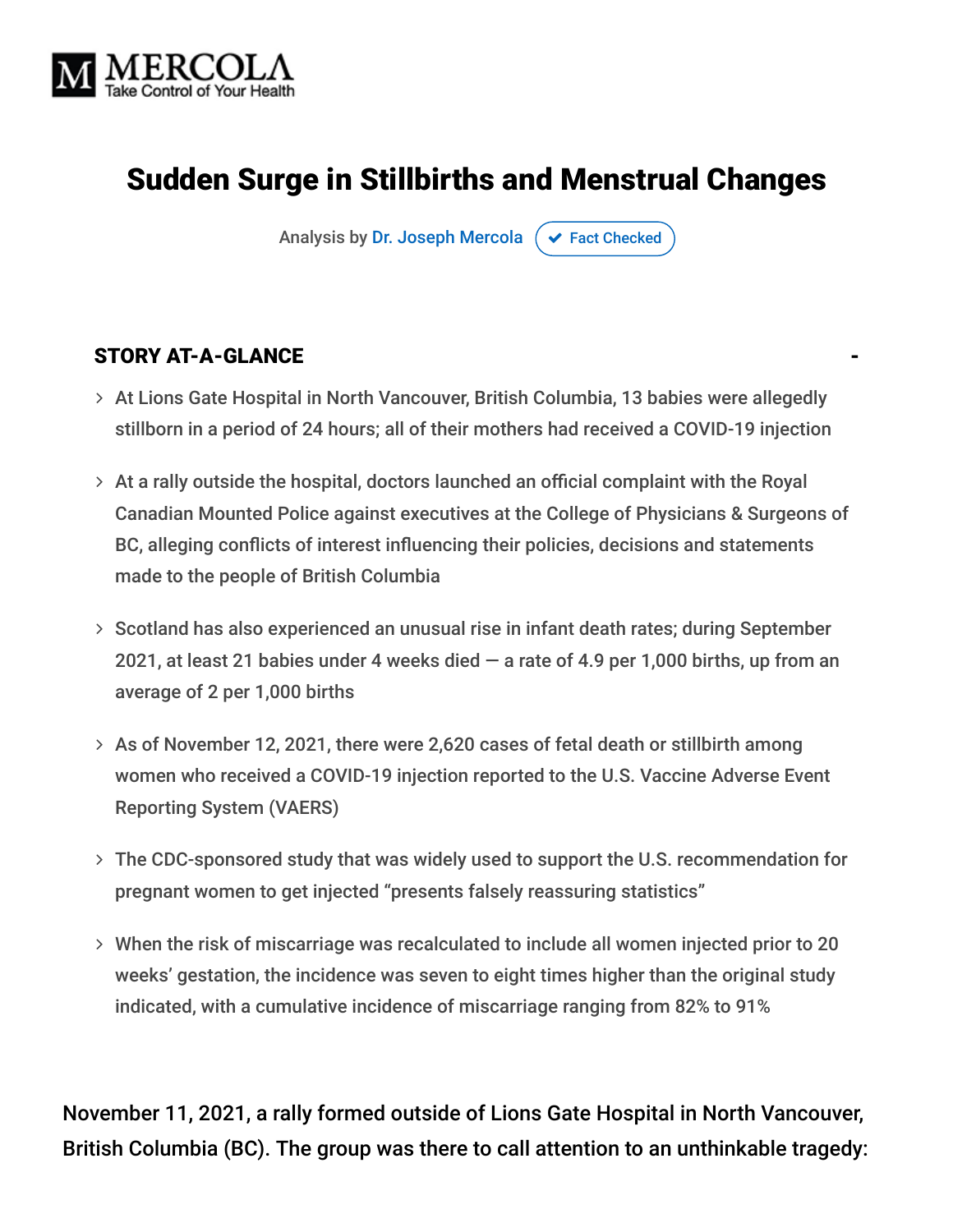MERCOLA
Take Control of Your Health

# Sudden Surge in Stillbirths and Menstrual Changes

Analysis by Dr. Joseph Mercola ✔ Fact Checked

## STORY AT-A-GLANCE

- At Lions Gate Hospital in North Vancouver, British Columbia, 13 babies were allegedly stillborn in a period of 24 hours; all of their mothers had received a COVID-19 injection
- At a rally outside the hospital, doctors launched an official complaint with the Royal Canadian Mounted Police against executives at the College of Physicians & Surgeons of BC, alleging conflicts of interest influencing their policies, decisions and statements made to the people of British Columbia
- Scotland has also experienced an unusual rise in infant death rates; during September 2021, at least 21 babies under 4 weeks died — a rate of 4.9 per 1,000 births, up from an average of 2 per 1,000 births
- As of November 12, 2021, there were 2,620 cases of fetal death or stillbirth among women who received a COVID-19 injection reported to the U.S. Vaccine Adverse Event Reporting System (VAERS)
- The CDC-sponsored study that was widely used to support the U.S. recommendation for pregnant women to get injected "presents falsely reassuring statistics"
- When the risk of miscarriage was recalculated to include all women injected prior to 20 weeks' gestation, the incidence was seven to eight times higher than the original study indicated, with a cumulative incidence of miscarriage ranging from 82% to 91%

November 11, 2021, a rally formed outside of Lions Gate Hospital in North Vancouver, British Columbia (BC). The group was there to call attention to an unthinkable tragedy: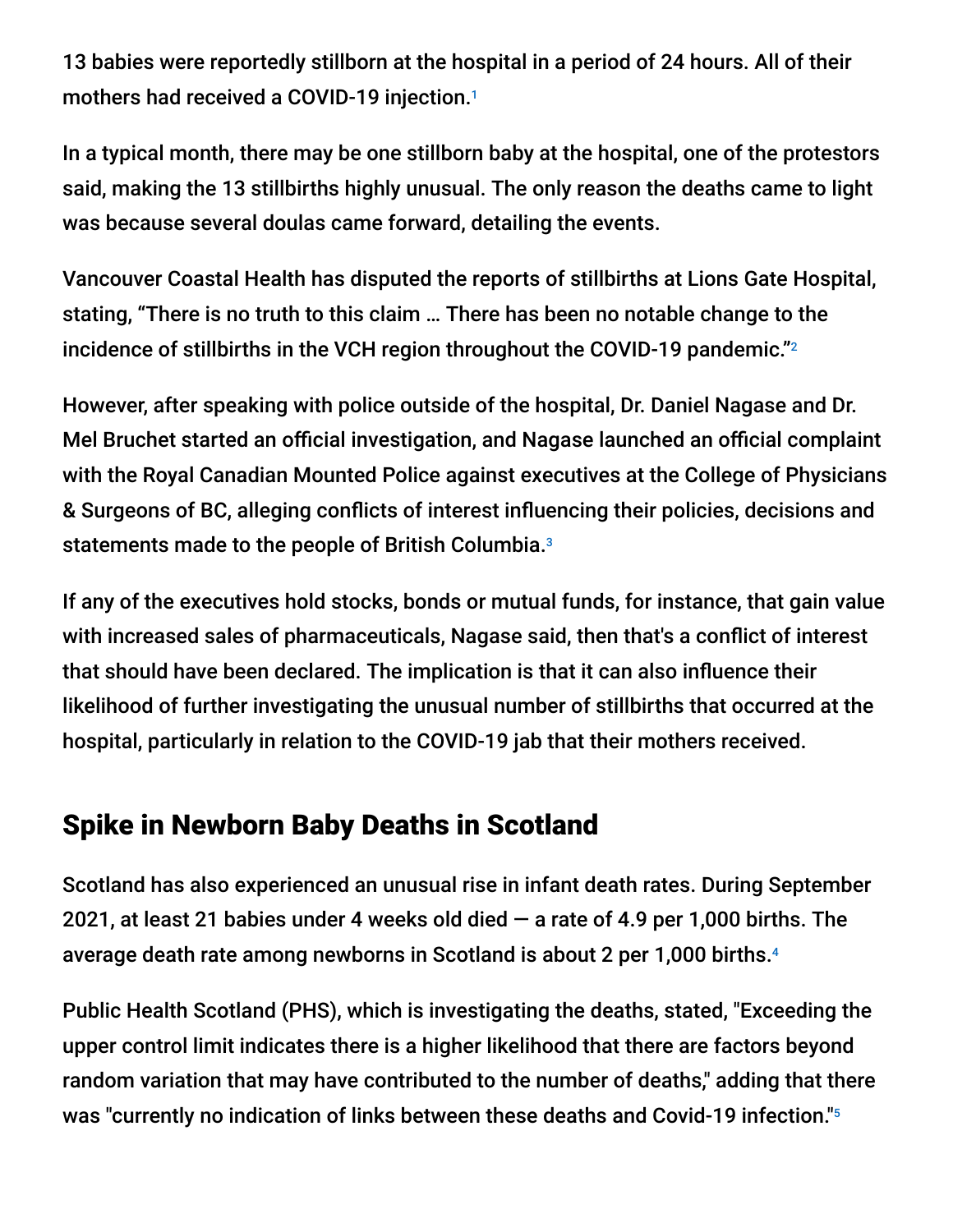13 babies were reportedly stillborn at the hospital in a period of 24 hours. All of their mothers had received a COVID-19 injection.[1]

In a typical month, there may be one stillborn baby at the hospital, one of the protestors said, making the 13 stillbirths highly unusual. The only reason the deaths came to light was because several doulas came forward, detailing the events.

Vancouver Coastal Health has disputed the reports of stillbirths at Lions Gate Hospital, stating, “There is no truth to this claim … There has been no notable change to the incidence of stillbirths in the VCH region throughout the COVID-19 pandemic.”[2]

However, after speaking with police outside of the hospital, Dr. Daniel Nagase and Dr. Mel Bruchet started an official investigation, and Nagase launched an official complaint with the Royal Canadian Mounted Police against executives at the College of Physicians & Surgeons of BC, alleging conflicts of interest influencing their policies, decisions and statements made to the people of British Columbia.[3]

If any of the executives hold stocks, bonds or mutual funds, for instance, that gain value with increased sales of pharmaceuticals, Nagase said, then that's a conflict of interest that should have been declared. The implication is that it can also influence their likelihood of further investigating the unusual number of stillbirths that occurred at the hospital, particularly in relation to the COVID-19 jab that their mothers received.

## Spike in Newborn Baby Deaths in Scotland

Scotland has also experienced an unusual rise in infant death rates. During September 2021, at least 21 babies under 4 weeks old died — a rate of 4.9 per 1,000 births. The average death rate among newborns in Scotland is about 2 per 1,000 births.[4]

Public Health Scotland (PHS), which is investigating the deaths, stated, "Exceeding the upper control limit indicates there is a higher likelihood that there are factors beyond random variation that may have contributed to the number of deaths," adding that there was "currently no indication of links between these deaths and Covid-19 infection."[5]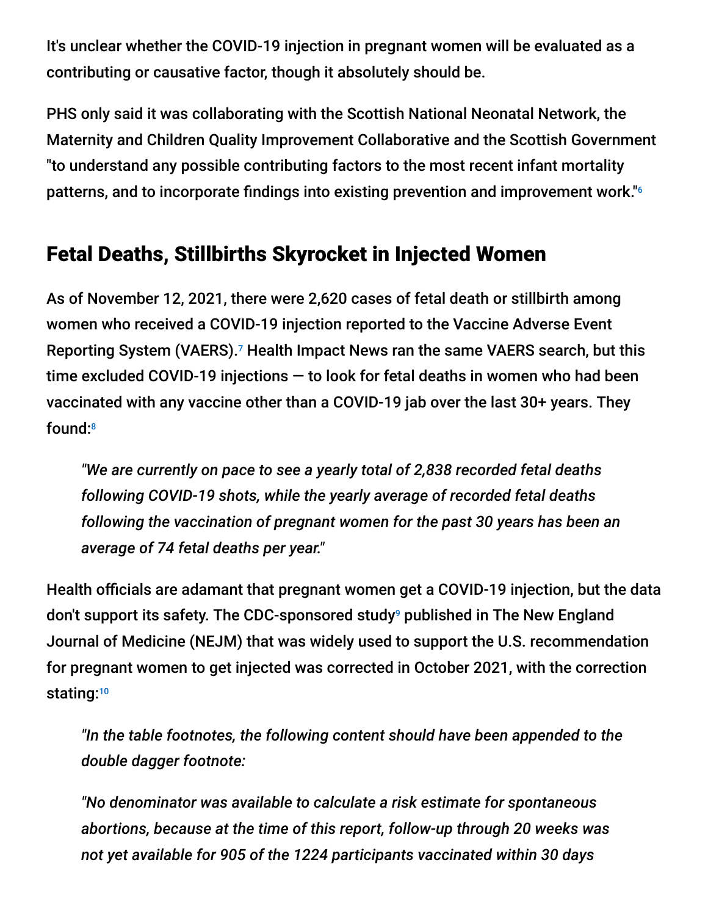It's unclear whether the COVID-19 injection in pregnant women will be evaluated as a contributing or causative factor, though it absolutely should be.

PHS only said it was collaborating with the Scottish National Neonatal Network, the Maternity and Children Quality Improvement Collaborative and the Scottish Government "to understand any possible contributing factors to the most recent infant mortality patterns, and to incorporate findings into existing prevention and improvement work."[6]

## Fetal Deaths, Stillbirths Skyrocket in Injected Women

As of November 12, 2021, there were 2,620 cases of fetal death or stillbirth among women who received a COVID-19 injection reported to the Vaccine Adverse Event Reporting System (VAERS).[7] Health Impact News ran the same VAERS search, but this time excluded COVID-19 injections — to look for fetal deaths in women who had been vaccinated with any vaccine other than a COVID-19 jab over the last 30+ years. They found:[8]

> *"We are currently on pace to see a yearly total of 2,838 recorded fetal deaths following COVID-19 shots, while the yearly average of recorded fetal deaths following the vaccination of pregnant women for the past 30 years has been an average of 74 fetal deaths per year."*

Health officials are adamant that pregnant women get a COVID-19 injection, but the data don't support its safety. The CDC-sponsored study[9] published in The New England Journal of Medicine (NEJM) that was widely used to support the U.S. recommendation for pregnant women to get injected was corrected in October 2021, with the correction stating:[10]

> *"In the table footnotes, the following content should have been appended to the double dagger footnote:*
>
> *"No denominator was available to calculate a risk estimate for spontaneous abortions, because at the time of this report, follow-up through 20 weeks was not yet available for 905 of the 1224 participants vaccinated within 30 days*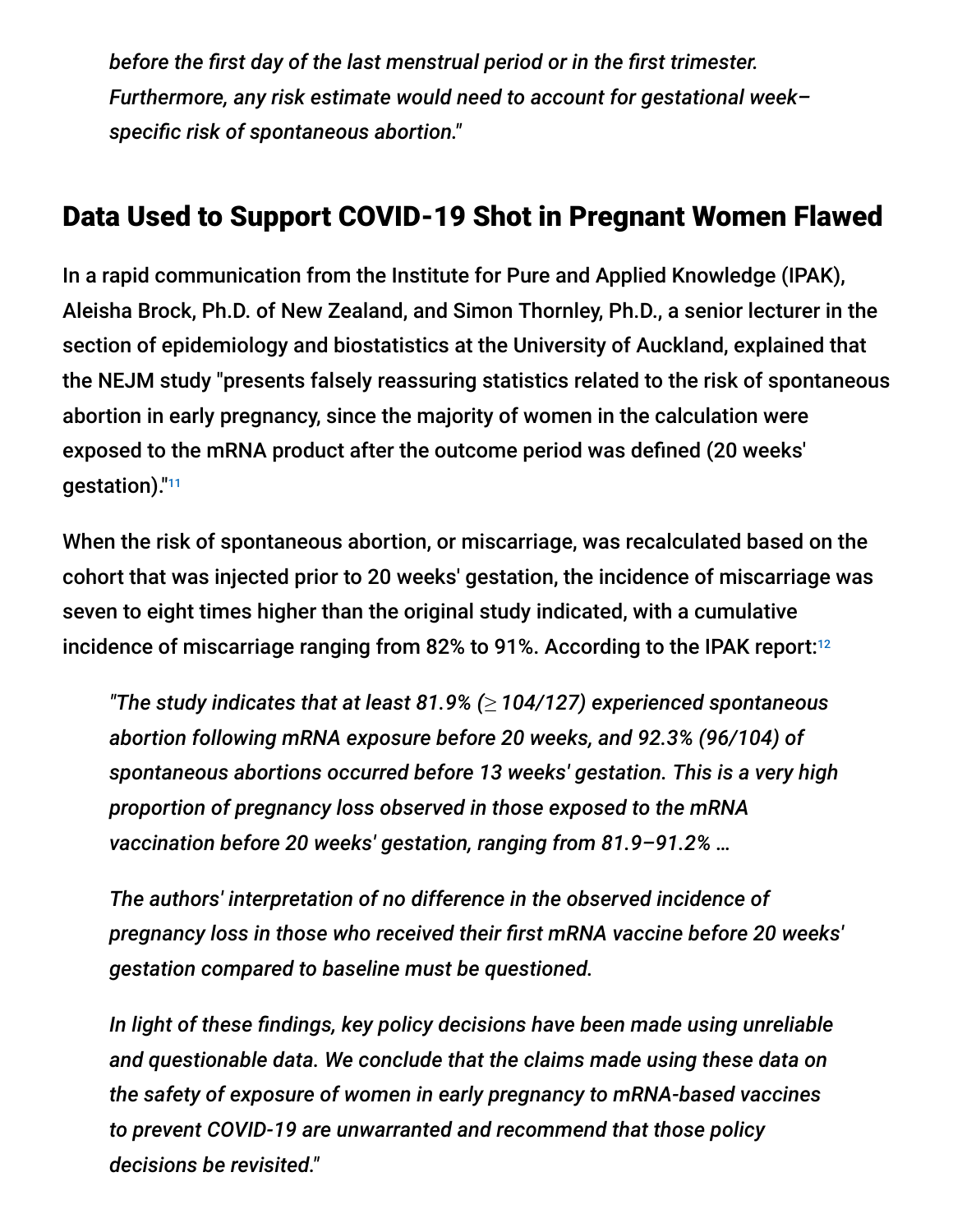*before the first day of the last menstrual period or in the first trimester. Furthermore, any risk estimate would need to account for gestational week–specific risk of spontaneous abortion."*

## Data Used to Support COVID-19 Shot in Pregnant Women Flawed

In a rapid communication from the Institute for Pure and Applied Knowledge (IPAK), Aleisha Brock, Ph.D. of New Zealand, and Simon Thornley, Ph.D., a senior lecturer in the section of epidemiology and biostatistics at the University of Auckland, explained that the NEJM study "presents falsely reassuring statistics related to the risk of spontaneous abortion in early pregnancy, since the majority of women in the calculation were exposed to the mRNA product after the outcome period was defined (20 weeks' gestation)."[11]

When the risk of spontaneous abortion, or miscarriage, was recalculated based on the cohort that was injected prior to 20 weeks' gestation, the incidence of miscarriage was seven to eight times higher than the original study indicated, with a cumulative incidence of miscarriage ranging from 82% to 91%. According to the IPAK report:[12]

> *"The study indicates that at least 81.9% (≥ 104/127) experienced spontaneous abortion following mRNA exposure before 20 weeks, and 92.3% (96/104) of spontaneous abortions occurred before 13 weeks' gestation. This is a very high proportion of pregnancy loss observed in those exposed to the mRNA vaccination before 20 weeks' gestation, ranging from 81.9–91.2% …*
>
> *The authors' interpretation of no difference in the observed incidence of pregnancy loss in those who received their first mRNA vaccine before 20 weeks' gestation compared to baseline must be questioned.*
>
> *In light of these findings, key policy decisions have been made using unreliable and questionable data. We conclude that the claims made using these data on the safety of exposure of women in early pregnancy to mRNA-based vaccines to prevent COVID-19 are unwarranted and recommend that those policy decisions be revisited."*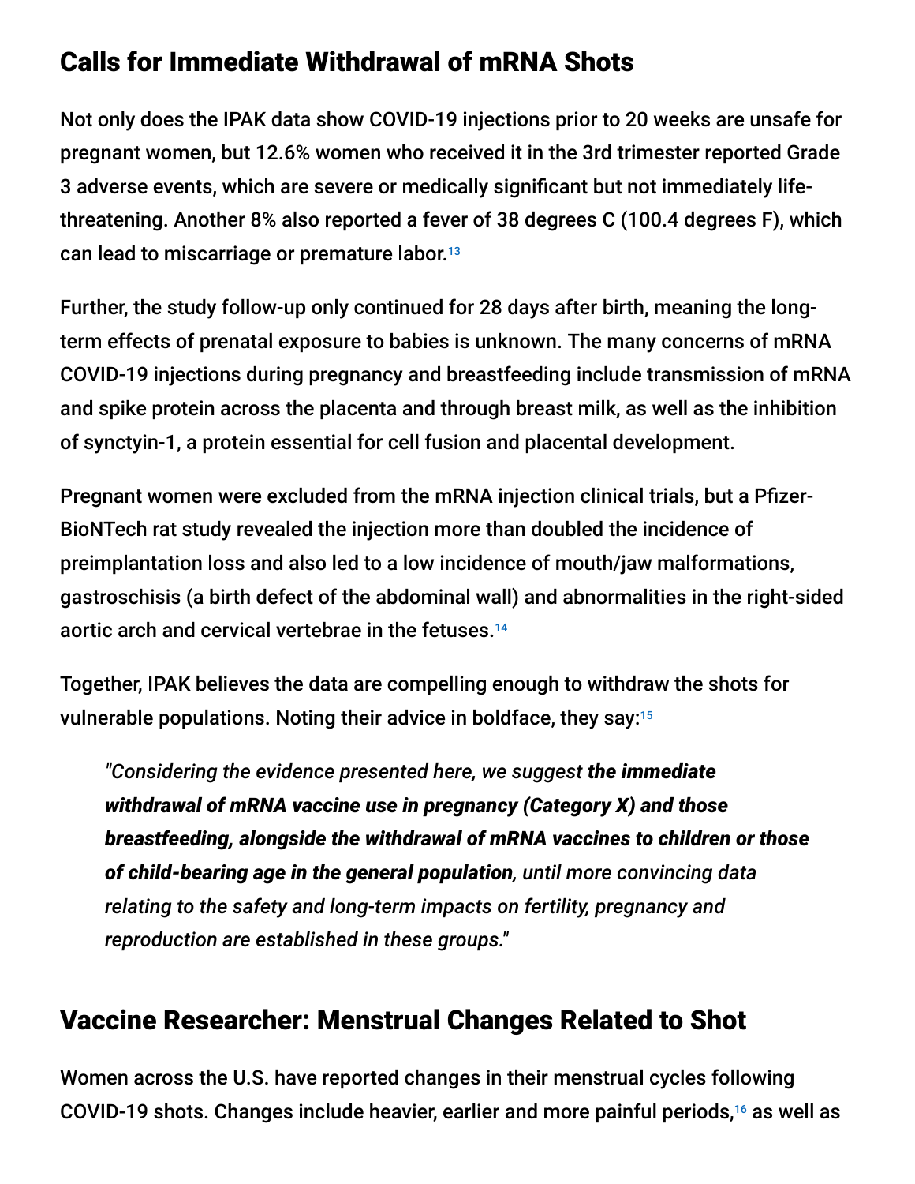## Calls for Immediate Withdrawal of mRNA Shots

Not only does the IPAK data show COVID-19 injections prior to 20 weeks are unsafe for pregnant women, but 12.6% women who received it in the 3rd trimester reported Grade 3 adverse events, which are severe or medically significant but not immediately life-threatening. Another 8% also reported a fever of 38 degrees C (100.4 degrees F), which can lead to miscarriage or premature labor.[13]

Further, the study follow-up only continued for 28 days after birth, meaning the long-term effects of prenatal exposure to babies is unknown. The many concerns of mRNA COVID-19 injections during pregnancy and breastfeeding include transmission of mRNA and spike protein across the placenta and through breast milk, as well as the inhibition of synctyin-1, a protein essential for cell fusion and placental development.

Pregnant women were excluded from the mRNA injection clinical trials, but a Pfizer-BioNTech rat study revealed the injection more than doubled the incidence of preimplantation loss and also led to a low incidence of mouth/jaw malformations, gastroschisis (a birth defect of the abdominal wall) and abnormalities in the right-sided aortic arch and cervical vertebrae in the fetuses.[14]

Together, IPAK believes the data are compelling enough to withdraw the shots for vulnerable populations. Noting their advice in boldface, they say:[15]

> *"Considering the evidence presented here, we suggest* ***the immediate withdrawal of mRNA vaccine use in pregnancy (Category X) and those breastfeeding, alongside the withdrawal of mRNA vaccines to children or those of child-bearing age in the general population****, until more convincing data relating to the safety and long-term impacts on fertility, pregnancy and reproduction are established in these groups."*

## Vaccine Researcher: Menstrual Changes Related to Shot

Women across the U.S. have reported changes in their menstrual cycles following COVID-19 shots. Changes include heavier, earlier and more painful periods,[16] as well as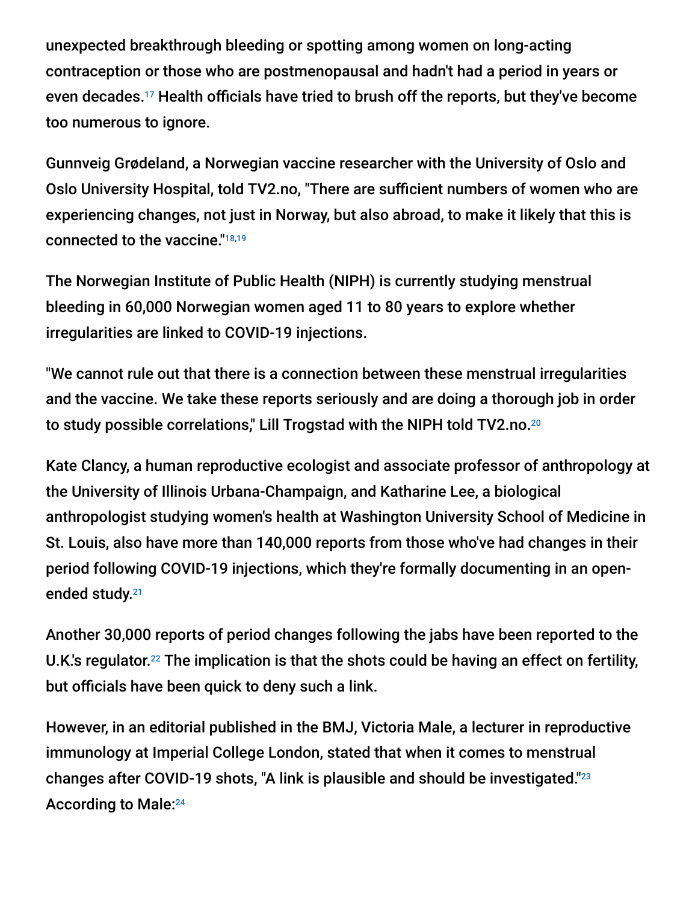unexpected breakthrough bleeding or spotting among women on long-acting contraception or those who are postmenopausal and hadn't had a period in years or even decades.[17] Health officials have tried to brush off the reports, but they've become too numerous to ignore.

Gunnveig Grødeland, a Norwegian vaccine researcher with the University of Oslo and Oslo University Hospital, told TV2.no, "There are sufficient numbers of women who are experiencing changes, not just in Norway, but also abroad, to make it likely that this is connected to the vaccine."[18,19]

The Norwegian Institute of Public Health (NIPH) is currently studying menstrual bleeding in 60,000 Norwegian women aged 11 to 80 years to explore whether irregularities are linked to COVID-19 injections.

"We cannot rule out that there is a connection between these menstrual irregularities and the vaccine. We take these reports seriously and are doing a thorough job in order to study possible correlations," Lill Trogstad with the NIPH told TV2.no.[20]

Kate Clancy, a human reproductive ecologist and associate professor of anthropology at the University of Illinois Urbana-Champaign, and Katharine Lee, a biological anthropologist studying women's health at Washington University School of Medicine in St. Louis, also have more than 140,000 reports from those who've had changes in their period following COVID-19 injections, which they're formally documenting in an open-ended study.[21]

Another 30,000 reports of period changes following the jabs have been reported to the U.K.'s regulator.[22] The implication is that the shots could be having an effect on fertility, but officials have been quick to deny such a link.

However, in an editorial published in the BMJ, Victoria Male, a lecturer in reproductive immunology at Imperial College London, stated that when it comes to menstrual changes after COVID-19 shots, "A link is plausible and should be investigated."[23] According to Male:[24]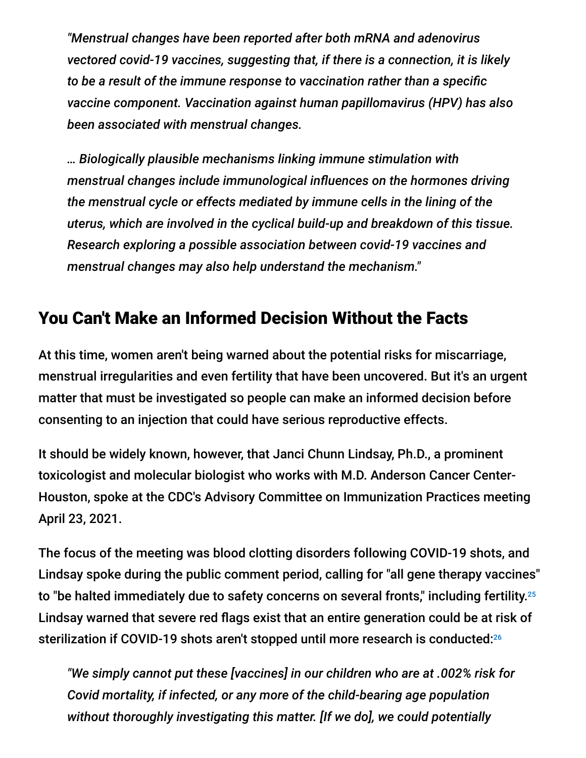*"Menstrual changes have been reported after both mRNA and adenovirus vectored covid-19 vaccines, suggesting that, if there is a connection, it is likely to be a result of the immune response to vaccination rather than a specific vaccine component. Vaccination against human papillomavirus (HPV) has also been associated with menstrual changes.*

*… Biologically plausible mechanisms linking immune stimulation with menstrual changes include immunological influences on the hormones driving the menstrual cycle or effects mediated by immune cells in the lining of the uterus, which are involved in the cyclical build-up and breakdown of this tissue. Research exploring a possible association between covid-19 vaccines and menstrual changes may also help understand the mechanism."*

## You Can't Make an Informed Decision Without the Facts

At this time, women aren't being warned about the potential risks for miscarriage, menstrual irregularities and even fertility that have been uncovered. But it's an urgent matter that must be investigated so people can make an informed decision before consenting to an injection that could have serious reproductive effects.

It should be widely known, however, that Janci Chunn Lindsay, Ph.D., a prominent toxicologist and molecular biologist who works with M.D. Anderson Cancer Center-Houston, spoke at the CDC's Advisory Committee on Immunization Practices meeting April 23, 2021.

The focus of the meeting was blood clotting disorders following COVID-19 shots, and Lindsay spoke during the public comment period, calling for "all gene therapy vaccines" to "be halted immediately due to safety concerns on several fronts," including fertility.[25] Lindsay warned that severe red flags exist that an entire generation could be at risk of sterilization if COVID-19 shots aren't stopped until more research is conducted:[26]

*"We simply cannot put these [vaccines] in our children who are at .002% risk for Covid mortality, if infected, or any more of the child-bearing age population without thoroughly investigating this matter. [If we do], we could potentially*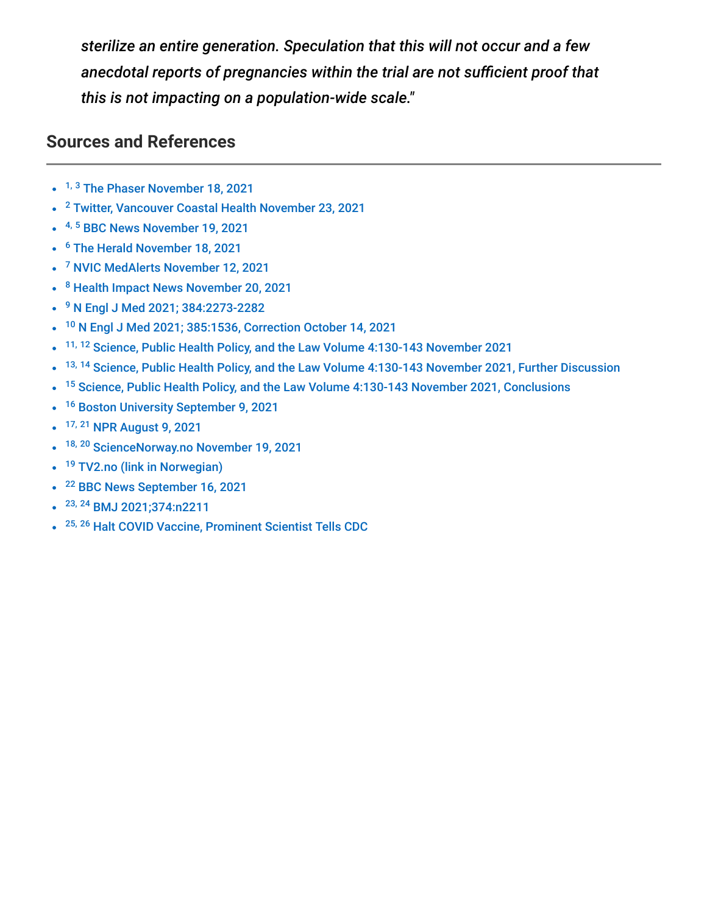*sterilize an entire generation. Speculation that this will not occur and a few anecdotal reports of pregnancies within the trial are not sufficient proof that this is not impacting on a population-wide scale."*

## Sources and References

- [1, 3] The Phaser November 18, 2021
- [2] Twitter, Vancouver Coastal Health November 23, 2021
- [4, 5] BBC News November 19, 2021
- [6] The Herald November 18, 2021
- [7] NVIC MedAlerts November 12, 2021
- [8] Health Impact News November 20, 2021
- [9] N Engl J Med 2021; 384:2273-2282
- [10] N Engl J Med 2021; 385:1536, Correction October 14, 2021
- [11, 12] Science, Public Health Policy, and the Law Volume 4:130-143 November 2021
- [13, 14] Science, Public Health Policy, and the Law Volume 4:130-143 November 2021, Further Discussion
- [15] Science, Public Health Policy, and the Law Volume 4:130-143 November 2021, Conclusions
- [16] Boston University September 9, 2021
- [17, 21] NPR August 9, 2021
- [18, 20] ScienceNorway.no November 19, 2021
- [19] TV2.no (link in Norwegian)
- [22] BBC News September 16, 2021
- [23, 24] BMJ 2021;374:n2211
- [25, 26] Halt COVID Vaccine, Prominent Scientist Tells CDC